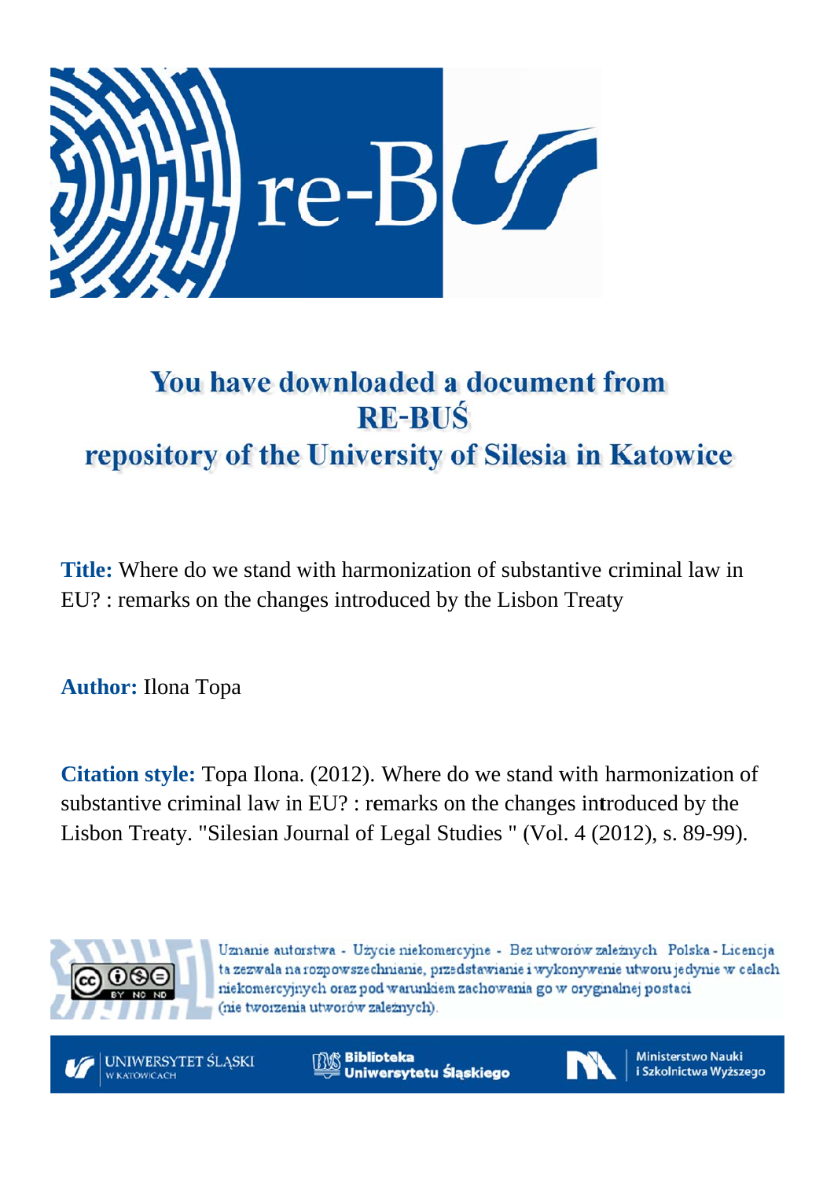# You have downloaded a document from RE-BUŚ repository of the University of Silesia in Katowice

**Title:** Where do we stand with harmonization of substantive criminal law in EU? : remarks on the changes introduced by the Lisbon Treaty

**Author:** Ilona Topa

**Citation style:** Topa Ilona. (2012). Where do we stand with harmonization of substantive criminal law in EU? : remarks on the changes introduced by the Lisbon Treaty. "Silesian Journal of Legal Studies " (Vol. 4 (2012), s. 89-99).

Uznanie autorstwa - Użycie niekomercyjne - Bez utworów zależnych Polska - Licencja ta zezwala na rozpowszechnianie, przedstawianie i wykonywanie utworu jedynie w celach niekomercyjnych oraz pod warunkiem zachowania go w oryginalnej postaci (nie tworzenia utworów zależnych).

UNIWERSYTET ŚLĄSKI W KATOWICACH | Biblioteka Uniwersytetu Śląskiego | Ministerstwo Nauki i Szkolnictwa Wyższego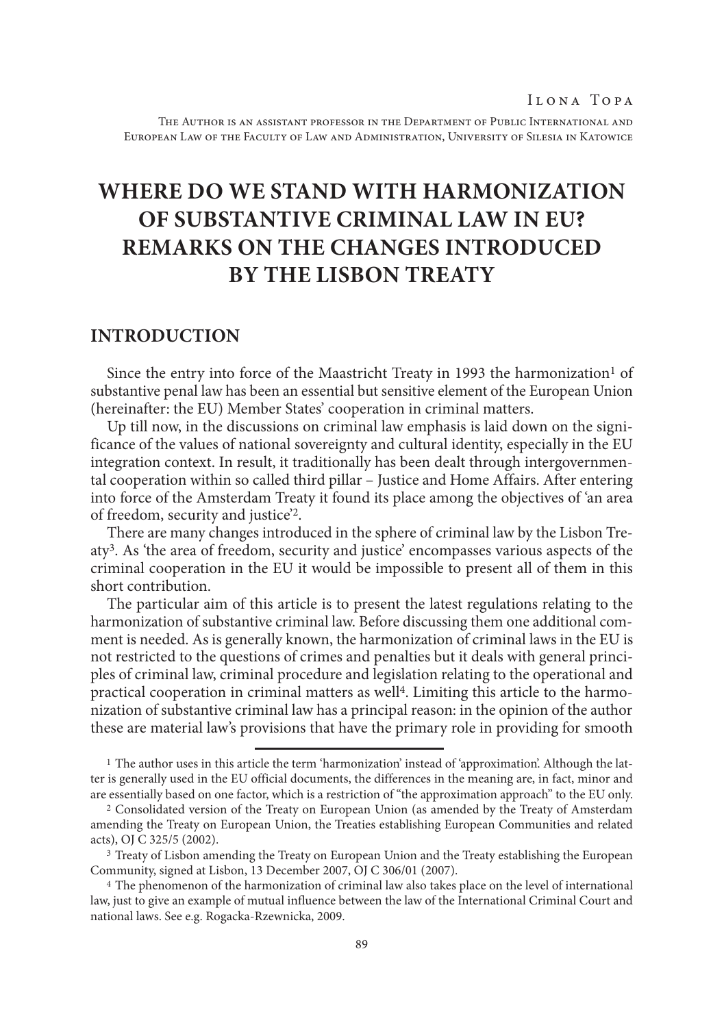Ilona Topa

The Author is an assistant professor in the Department of Public International and European Law of the Faculty of Law and Administration, University of Silesia in Katowice

# WHERE DO WE STAND WITH HARMONIZATION OF SUBSTANTIVE CRIMINAL LAW IN EU? REMARKS ON THE CHANGES INTRODUCED BY THE LISBON TREATY

## INTRODUCTION

Since the entry into force of the Maastricht Treaty in 1993 the harmonization[1] of substantive penal law has been an essential but sensitive element of the European Union (hereinafter: the EU) Member States' cooperation in criminal matters.

Up till now, in the discussions on criminal law emphasis is laid down on the significance of the values of national sovereignty and cultural identity, especially in the EU integration context. In result, it traditionally has been dealt through intergovernmental cooperation within so called third pillar – Justice and Home Affairs. After entering into force of the Amsterdam Treaty it found its place among the objectives of 'an area of freedom, security and justice'[2].

There are many changes introduced in the sphere of criminal law by the Lisbon Treaty[3]. As 'the area of freedom, security and justice' encompasses various aspects of the criminal cooperation in the EU it would be impossible to present all of them in this short contribution.

The particular aim of this article is to present the latest regulations relating to the harmonization of substantive criminal law. Before discussing them one additional comment is needed. As is generally known, the harmonization of criminal laws in the EU is not restricted to the questions of crimes and penalties but it deals with general principles of criminal law, criminal procedure and legislation relating to the operational and practical cooperation in criminal matters as well[4]. Limiting this article to the harmonization of substantive criminal law has a principal reason: in the opinion of the author these are material law's provisions that have the primary role in providing for smooth

---

[1] The author uses in this article the term 'harmonization' instead of 'approximation'. Although the latter is generally used in the EU official documents, the differences in the meaning are, in fact, minor and are essentially based on one factor, which is a restriction of "the approximation approach" to the EU only.

[2] Consolidated version of the Treaty on European Union (as amended by the Treaty of Amsterdam amending the Treaty on European Union, the Treaties establishing European Communities and related acts), OJ C 325/5 (2002).

[3] Treaty of Lisbon amending the Treaty on European Union and the Treaty establishing the European Community, signed at Lisbon, 13 December 2007, OJ C 306/01 (2007).

[4] The phenomenon of the harmonization of criminal law also takes place on the level of international law, just to give an example of mutual influence between the law of the International Criminal Court and national laws. See e.g. Rogacka-Rzewnicka, 2009.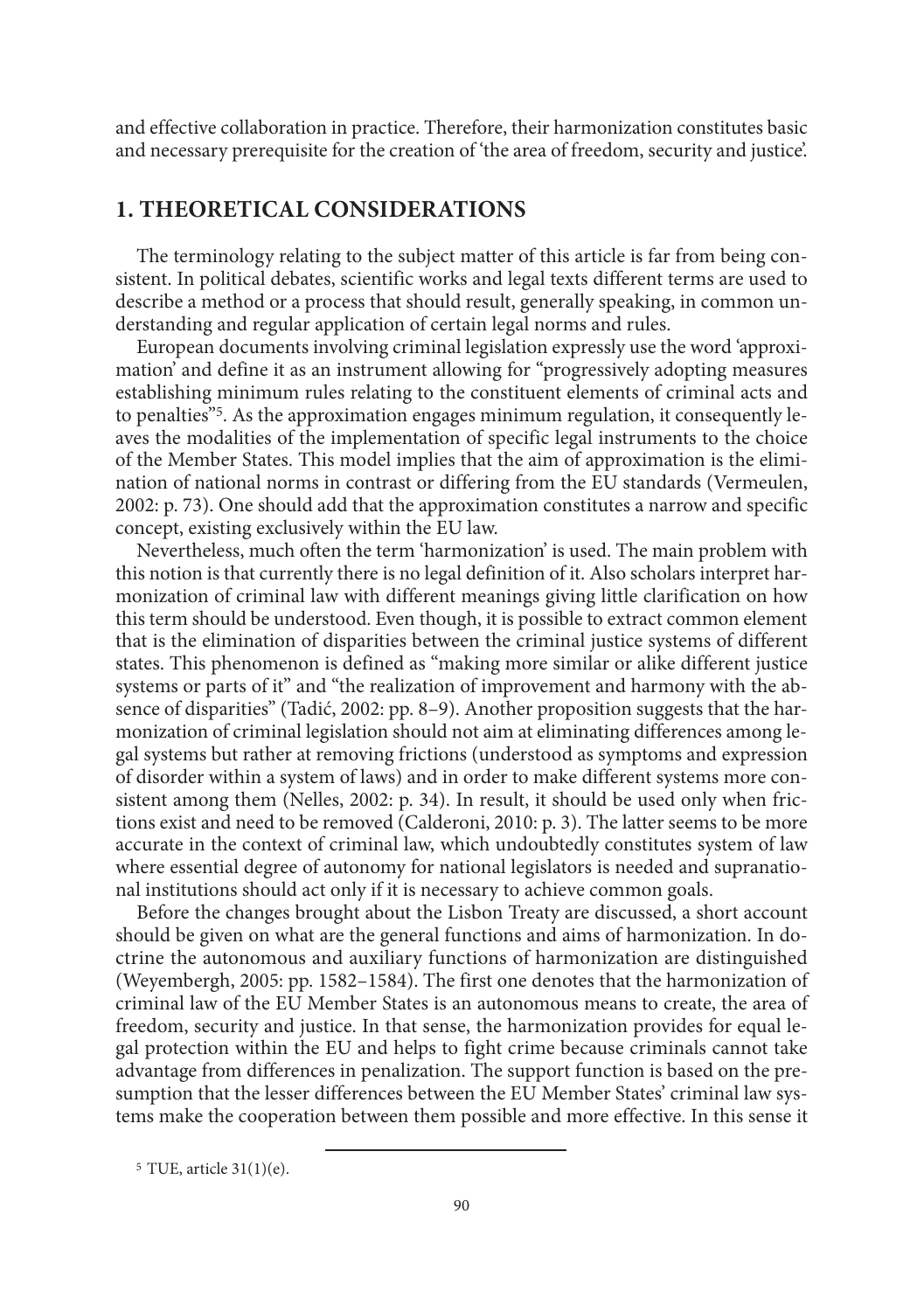and effective collaboration in practice. Therefore, their harmonization constitutes basic and necessary prerequisite for the creation of 'the area of freedom, security and justice'.

## 1. THEORETICAL CONSIDERATIONS

The terminology relating to the subject matter of this article is far from being consistent. In political debates, scientific works and legal texts different terms are used to describe a method or a process that should result, generally speaking, in common understanding and regular application of certain legal norms and rules.

European documents involving criminal legislation expressly use the word 'approximation' and define it as an instrument allowing for "progressively adopting measures establishing minimum rules relating to the constituent elements of criminal acts and to penalties"[5]. As the approximation engages minimum regulation, it consequently leaves the modalities of the implementation of specific legal instruments to the choice of the Member States. This model implies that the aim of approximation is the elimination of national norms in contrast or differing from the EU standards (Vermeulen, 2002: p. 73). One should add that the approximation constitutes a narrow and specific concept, existing exclusively within the EU law.

Nevertheless, much often the term 'harmonization' is used. The main problem with this notion is that currently there is no legal definition of it. Also scholars interpret harmonization of criminal law with different meanings giving little clarification on how this term should be understood. Even though, it is possible to extract common element that is the elimination of disparities between the criminal justice systems of different states. This phenomenon is defined as "making more similar or alike different justice systems or parts of it" and "the realization of improvement and harmony with the absence of disparities" (Tadić, 2002: pp. 8–9). Another proposition suggests that the harmonization of criminal legislation should not aim at eliminating differences among legal systems but rather at removing frictions (understood as symptoms and expression of disorder within a system of laws) and in order to make different systems more consistent among them (Nelles, 2002: p. 34). In result, it should be used only when frictions exist and need to be removed (Calderoni, 2010: p. 3). The latter seems to be more accurate in the context of criminal law, which undoubtedly constitutes system of law where essential degree of autonomy for national legislators is needed and supranational institutions should act only if it is necessary to achieve common goals.

Before the changes brought about the Lisbon Treaty are discussed, a short account should be given on what are the general functions and aims of harmonization. In doctrine the autonomous and auxiliary functions of harmonization are distinguished (Weyembergh, 2005: pp. 1582–1584). The first one denotes that the harmonization of criminal law of the EU Member States is an autonomous means to create, the area of freedom, security and justice. In that sense, the harmonization provides for equal legal protection within the EU and helps to fight crime because criminals cannot take advantage from differences in penalization. The support function is based on the presumption that the lesser differences between the EU Member States' criminal law systems make the cooperation between them possible and more effective. In this sense it

[5] TUE, article 31(1)(e).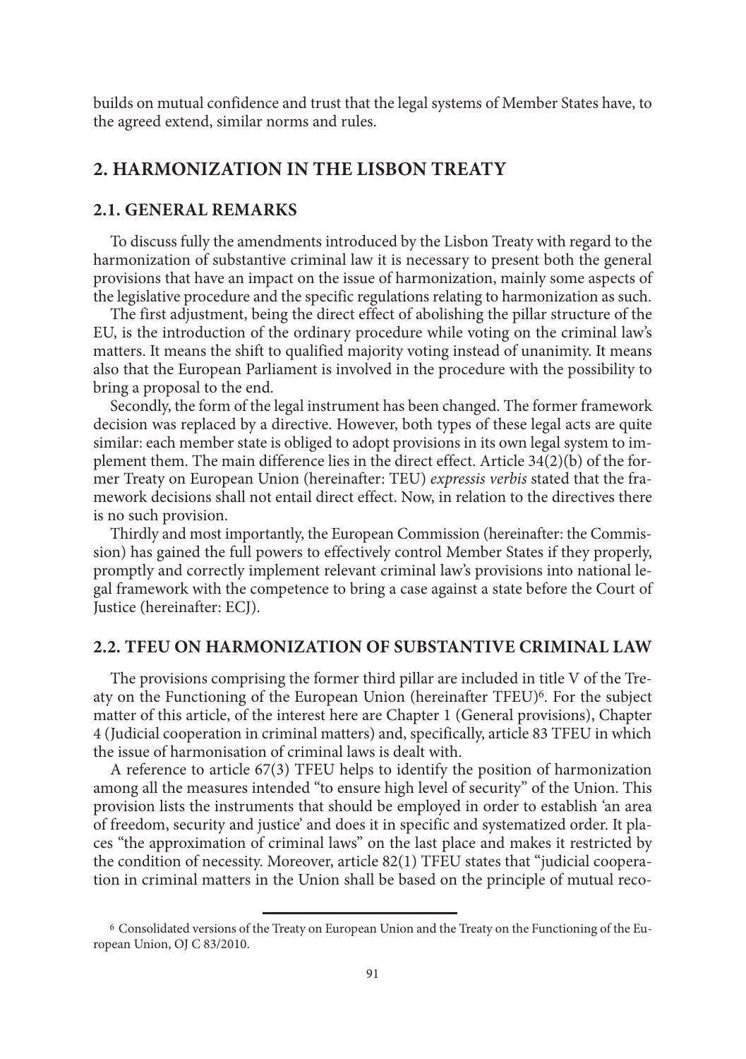builds on mutual confidence and trust that the legal systems of Member States have, to the agreed extend, similar norms and rules.

## 2. HARMONIZATION IN THE LISBON TREATY

### 2.1. GENERAL REMARKS

To discuss fully the amendments introduced by the Lisbon Treaty with regard to the harmonization of substantive criminal law it is necessary to present both the general provisions that have an impact on the issue of harmonization, mainly some aspects of the legislative procedure and the specific regulations relating to harmonization as such.

The first adjustment, being the direct effect of abolishing the pillar structure of the EU, is the introduction of the ordinary procedure while voting on the criminal law's matters. It means the shift to qualified majority voting instead of unanimity. It means also that the European Parliament is involved in the procedure with the possibility to bring a proposal to the end.

Secondly, the form of the legal instrument has been changed. The former framework decision was replaced by a directive. However, both types of these legal acts are quite similar: each member state is obliged to adopt provisions in its own legal system to implement them. The main difference lies in the direct effect. Article 34(2)(b) of the former Treaty on European Union (hereinafter: TEU) *expressis verbis* stated that the framework decisions shall not entail direct effect. Now, in relation to the directives there is no such provision.

Thirdly and most importantly, the European Commission (hereinafter: the Commission) has gained the full powers to effectively control Member States if they properly, promptly and correctly implement relevant criminal law's provisions into national legal framework with the competence to bring a case against a state before the Court of Justice (hereinafter: ECJ).

### 2.2. TFEU ON HARMONIZATION OF SUBSTANTIVE CRIMINAL LAW

The provisions comprising the former third pillar are included in title V of the Treaty on the Functioning of the European Union (hereinafter TFEU)[6]. For the subject matter of this article, of the interest here are Chapter 1 (General provisions), Chapter 4 (Judicial cooperation in criminal matters) and, specifically, article 83 TFEU in which the issue of harmonisation of criminal laws is dealt with.

A reference to article 67(3) TFEU helps to identify the position of harmonization among all the measures intended "to ensure high level of security" of the Union. This provision lists the instruments that should be employed in order to establish 'an area of freedom, security and justice' and does it in specific and systematized order. It places "the approximation of criminal laws" on the last place and makes it restricted by the condition of necessity. Moreover, article 82(1) TFEU states that "judicial cooperation in criminal matters in the Union shall be based on the principle of mutual reco-

[6] Consolidated versions of the Treaty on European Union and the Treaty on the Functioning of the European Union, OJ C 83/2010.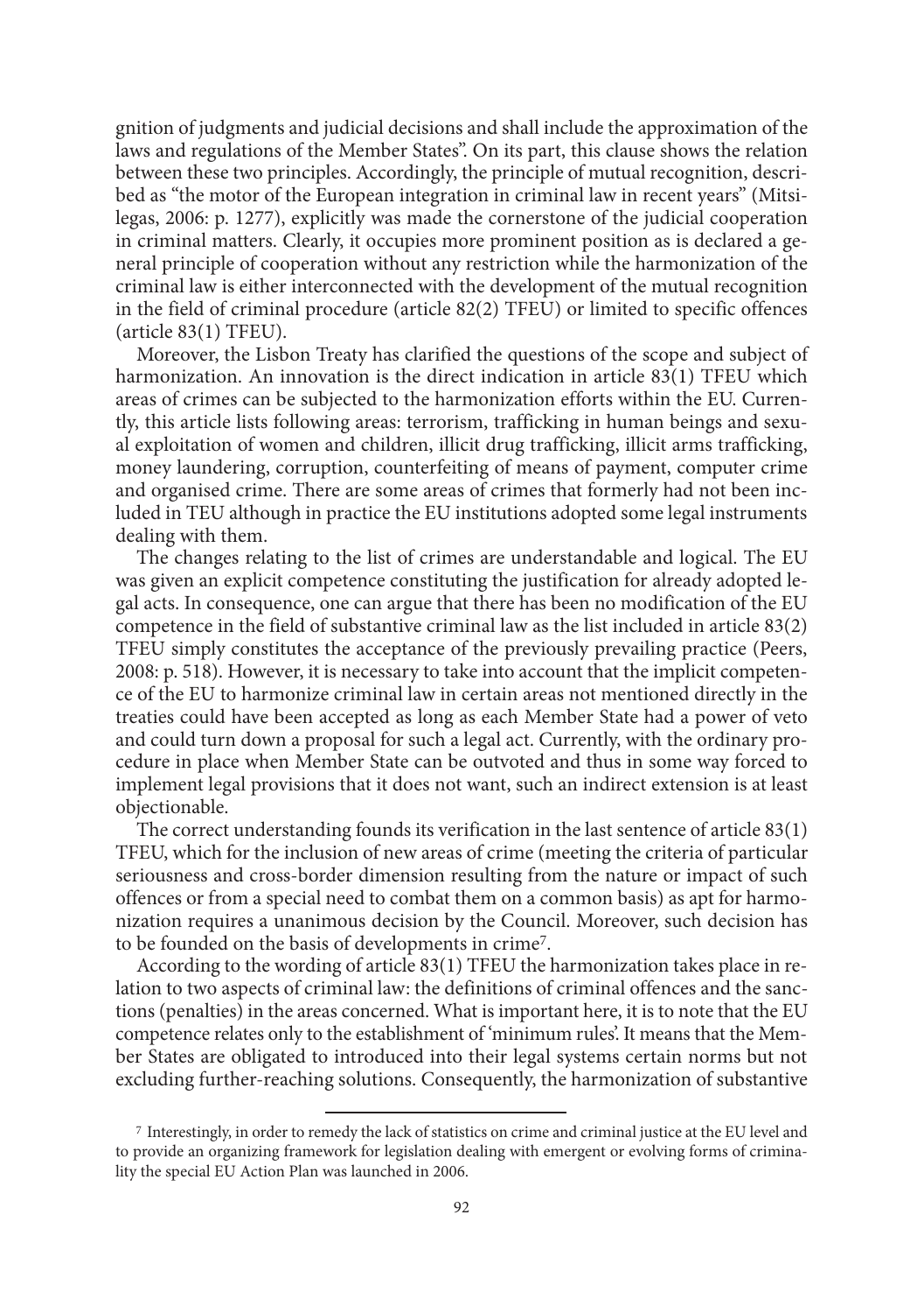gnition of judgments and judicial decisions and shall include the approximation of the laws and regulations of the Member States". On its part, this clause shows the relation between these two principles. Accordingly, the principle of mutual recognition, described as "the motor of the European integration in criminal law in recent years" (Mitsilegas, 2006: p. 1277), explicitly was made the cornerstone of the judicial cooperation in criminal matters. Clearly, it occupies more prominent position as is declared a general principle of cooperation without any restriction while the harmonization of the criminal law is either interconnected with the development of the mutual recognition in the field of criminal procedure (article 82(2) TFEU) or limited to specific offences (article 83(1) TFEU).

Moreover, the Lisbon Treaty has clarified the questions of the scope and subject of harmonization. An innovation is the direct indication in article 83(1) TFEU which areas of crimes can be subjected to the harmonization efforts within the EU. Currently, this article lists following areas: terrorism, trafficking in human beings and sexual exploitation of women and children, illicit drug trafficking, illicit arms trafficking, money laundering, corruption, counterfeiting of means of payment, computer crime and organised crime. There are some areas of crimes that formerly had not been included in TEU although in practice the EU institutions adopted some legal instruments dealing with them.

The changes relating to the list of crimes are understandable and logical. The EU was given an explicit competence constituting the justification for already adopted legal acts. In consequence, one can argue that there has been no modification of the EU competence in the field of substantive criminal law as the list included in article 83(2) TFEU simply constitutes the acceptance of the previously prevailing practice (Peers, 2008: p. 518). However, it is necessary to take into account that the implicit competence of the EU to harmonize criminal law in certain areas not mentioned directly in the treaties could have been accepted as long as each Member State had a power of veto and could turn down a proposal for such a legal act. Currently, with the ordinary procedure in place when Member State can be outvoted and thus in some way forced to implement legal provisions that it does not want, such an indirect extension is at least objectionable.

The correct understanding founds its verification in the last sentence of article 83(1) TFEU, which for the inclusion of new areas of crime (meeting the criteria of particular seriousness and cross-border dimension resulting from the nature or impact of such offences or from a special need to combat them on a common basis) as apt for harmonization requires a unanimous decision by the Council. Moreover, such decision has to be founded on the basis of developments in crime[7].

According to the wording of article 83(1) TFEU the harmonization takes place in relation to two aspects of criminal law: the definitions of criminal offences and the sanctions (penalties) in the areas concerned. What is important here, it is to note that the EU competence relates only to the establishment of 'minimum rules'. It means that the Member States are obligated to introduced into their legal systems certain norms but not excluding further-reaching solutions. Consequently, the harmonization of substantive

[7] Interestingly, in order to remedy the lack of statistics on crime and criminal justice at the EU level and to provide an organizing framework for legislation dealing with emergent or evolving forms of criminality the special EU Action Plan was launched in 2006.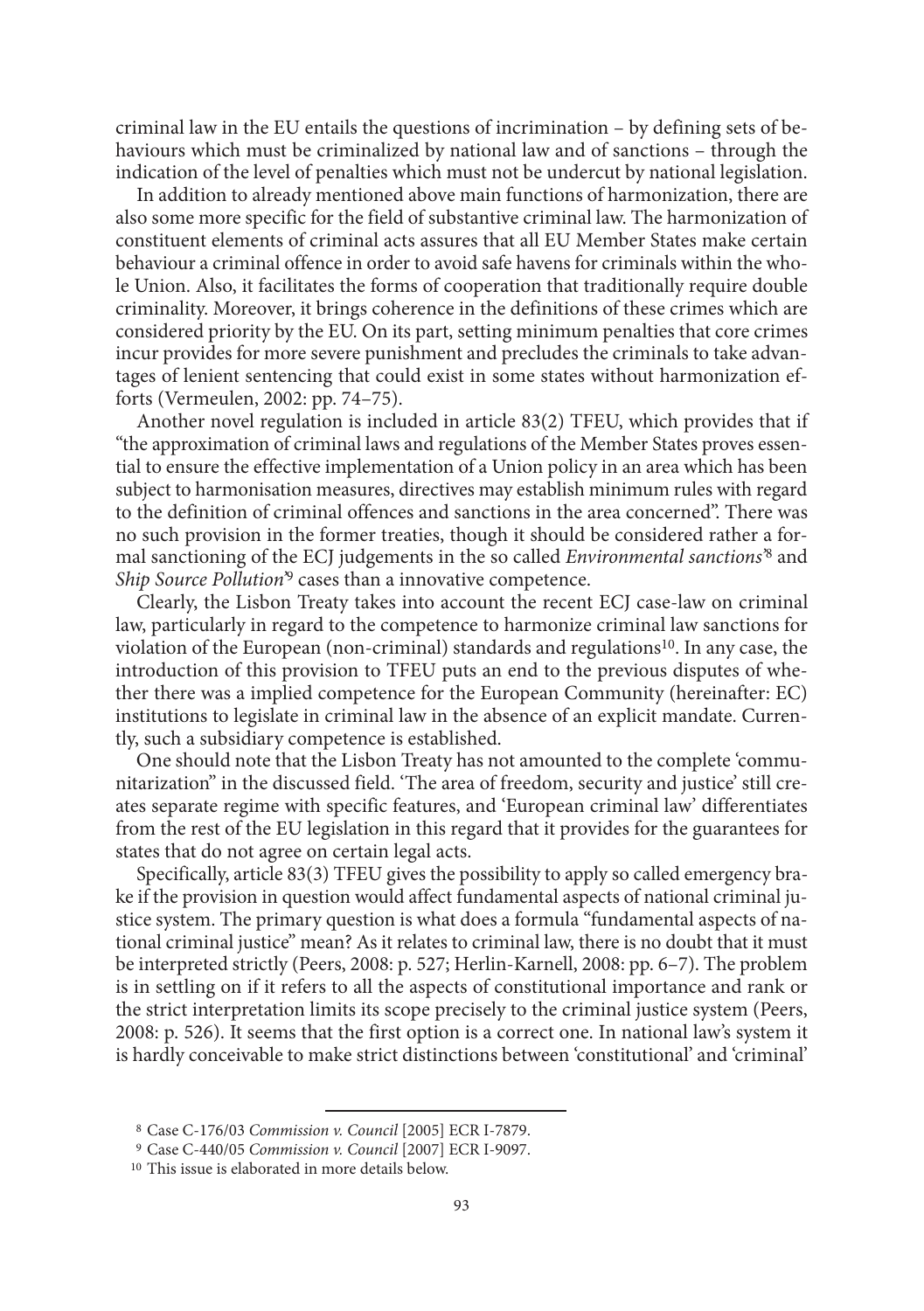criminal law in the EU entails the questions of incrimination – by defining sets of behaviours which must be criminalized by national law and of sanctions – through the indication of the level of penalties which must not be undercut by national legislation.

In addition to already mentioned above main functions of harmonization, there are also some more specific for the field of substantive criminal law. The harmonization of constituent elements of criminal acts assures that all EU Member States make certain behaviour a criminal offence in order to avoid safe havens for criminals within the whole Union. Also, it facilitates the forms of cooperation that traditionally require double criminality. Moreover, it brings coherence in the definitions of these crimes which are considered priority by the EU. On its part, setting minimum penalties that core crimes incur provides for more severe punishment and precludes the criminals to take advantages of lenient sentencing that could exist in some states without harmonization efforts (Vermeulen, 2002: pp. 74–75).

Another novel regulation is included in article 83(2) TFEU, which provides that if "the approximation of criminal laws and regulations of the Member States proves essential to ensure the effective implementation of a Union policy in an area which has been subject to harmonisation measures, directives may establish minimum rules with regard to the definition of criminal offences and sanctions in the area concerned". There was no such provision in the former treaties, though it should be considered rather a formal sanctioning of the ECJ judgements in the so called *Environmental sanctions*'[8] and *Ship Source Pollution*'[9] cases than a innovative competence.

Clearly, the Lisbon Treaty takes into account the recent ECJ case-law on criminal law, particularly in regard to the competence to harmonize criminal law sanctions for violation of the European (non-criminal) standards and regulations[10]. In any case, the introduction of this provision to TFEU puts an end to the previous disputes of whether there was a implied competence for the European Community (hereinafter: EC) institutions to legislate in criminal law in the absence of an explicit mandate. Currently, such a subsidiary competence is established.

One should note that the Lisbon Treaty has not amounted to the complete 'communitarization" in the discussed field. 'The area of freedom, security and justice' still creates separate regime with specific features, and 'European criminal law' differentiates from the rest of the EU legislation in this regard that it provides for the guarantees for states that do not agree on certain legal acts.

Specifically, article 83(3) TFEU gives the possibility to apply so called emergency brake if the provision in question would affect fundamental aspects of national criminal justice system. The primary question is what does a formula "fundamental aspects of national criminal justice" mean? As it relates to criminal law, there is no doubt that it must be interpreted strictly (Peers, 2008: p. 527; Herlin-Karnell, 2008: pp. 6–7). The problem is in settling on if it refers to all the aspects of constitutional importance and rank or the strict interpretation limits its scope precisely to the criminal justice system (Peers, 2008: p. 526). It seems that the first option is a correct one. In national law's system it is hardly conceivable to make strict distinctions between 'constitutional' and 'criminal'

[8] Case C-176/03 *Commission v. Council* [2005] ECR I-7879.

[9] Case C-440/05 *Commission v. Council* [2007] ECR I-9097.

[10] This issue is elaborated in more details below.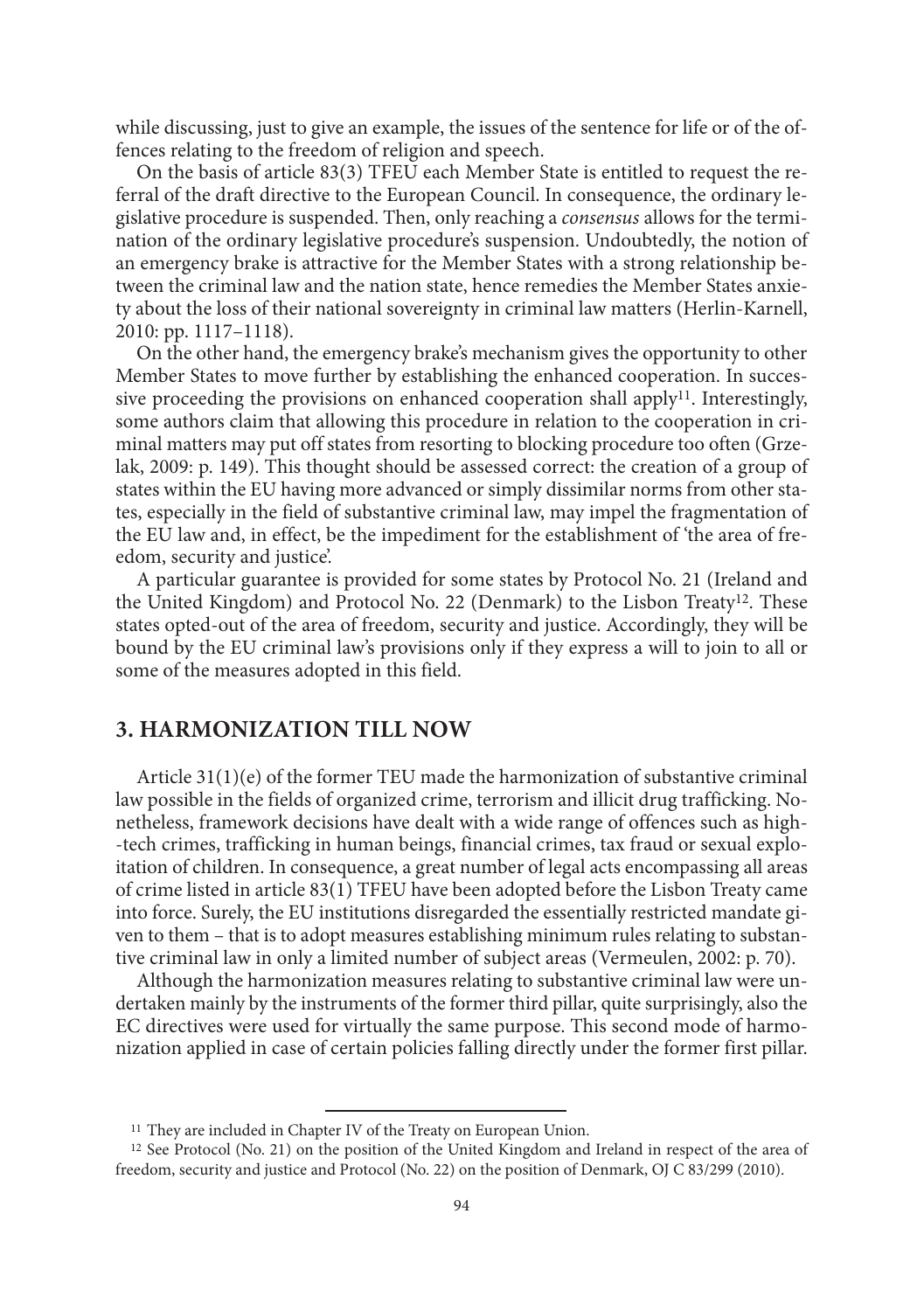while discussing, just to give an example, the issues of the sentence for life or of the offences relating to the freedom of religion and speech.

On the basis of article 83(3) TFEU each Member State is entitled to request the referral of the draft directive to the European Council. In consequence, the ordinary legislative procedure is suspended. Then, only reaching a *consensus* allows for the termination of the ordinary legislative procedure's suspension. Undoubtedly, the notion of an emergency brake is attractive for the Member States with a strong relationship between the criminal law and the nation state, hence remedies the Member States anxiety about the loss of their national sovereignty in criminal law matters (Herlin-Karnell, 2010: pp. 1117–1118).

On the other hand, the emergency brake's mechanism gives the opportunity to other Member States to move further by establishing the enhanced cooperation. In successive proceeding the provisions on enhanced cooperation shall apply[11]. Interestingly, some authors claim that allowing this procedure in relation to the cooperation in criminal matters may put off states from resorting to blocking procedure too often (Grzelak, 2009: p. 149). This thought should be assessed correct: the creation of a group of states within the EU having more advanced or simply dissimilar norms from other states, especially in the field of substantive criminal law, may impel the fragmentation of the EU law and, in effect, be the impediment for the establishment of 'the area of freedom, security and justice'.

A particular guarantee is provided for some states by Protocol No. 21 (Ireland and the United Kingdom) and Protocol No. 22 (Denmark) to the Lisbon Treaty[12]. These states opted-out of the area of freedom, security and justice. Accordingly, they will be bound by the EU criminal law's provisions only if they express a will to join to all or some of the measures adopted in this field.

## 3. HARMONIZATION TILL NOW

Article 31(1)(e) of the former TEU made the harmonization of substantive criminal law possible in the fields of organized crime, terrorism and illicit drug trafficking. Nonetheless, framework decisions have dealt with a wide range of offences such as high-tech crimes, trafficking in human beings, financial crimes, tax fraud or sexual exploitation of children. In consequence, a great number of legal acts encompassing all areas of crime listed in article 83(1) TFEU have been adopted before the Lisbon Treaty came into force. Surely, the EU institutions disregarded the essentially restricted mandate given to them – that is to adopt measures establishing minimum rules relating to substantive criminal law in only a limited number of subject areas (Vermeulen, 2002: p. 70).

Although the harmonization measures relating to substantive criminal law were undertaken mainly by the instruments of the former third pillar, quite surprisingly, also the EC directives were used for virtually the same purpose. This second mode of harmonization applied in case of certain policies falling directly under the former first pillar.

[11] They are included in Chapter IV of the Treaty on European Union.

[12] See Protocol (No. 21) on the position of the United Kingdom and Ireland in respect of the area of freedom, security and justice and Protocol (No. 22) on the position of Denmark, OJ C 83/299 (2010).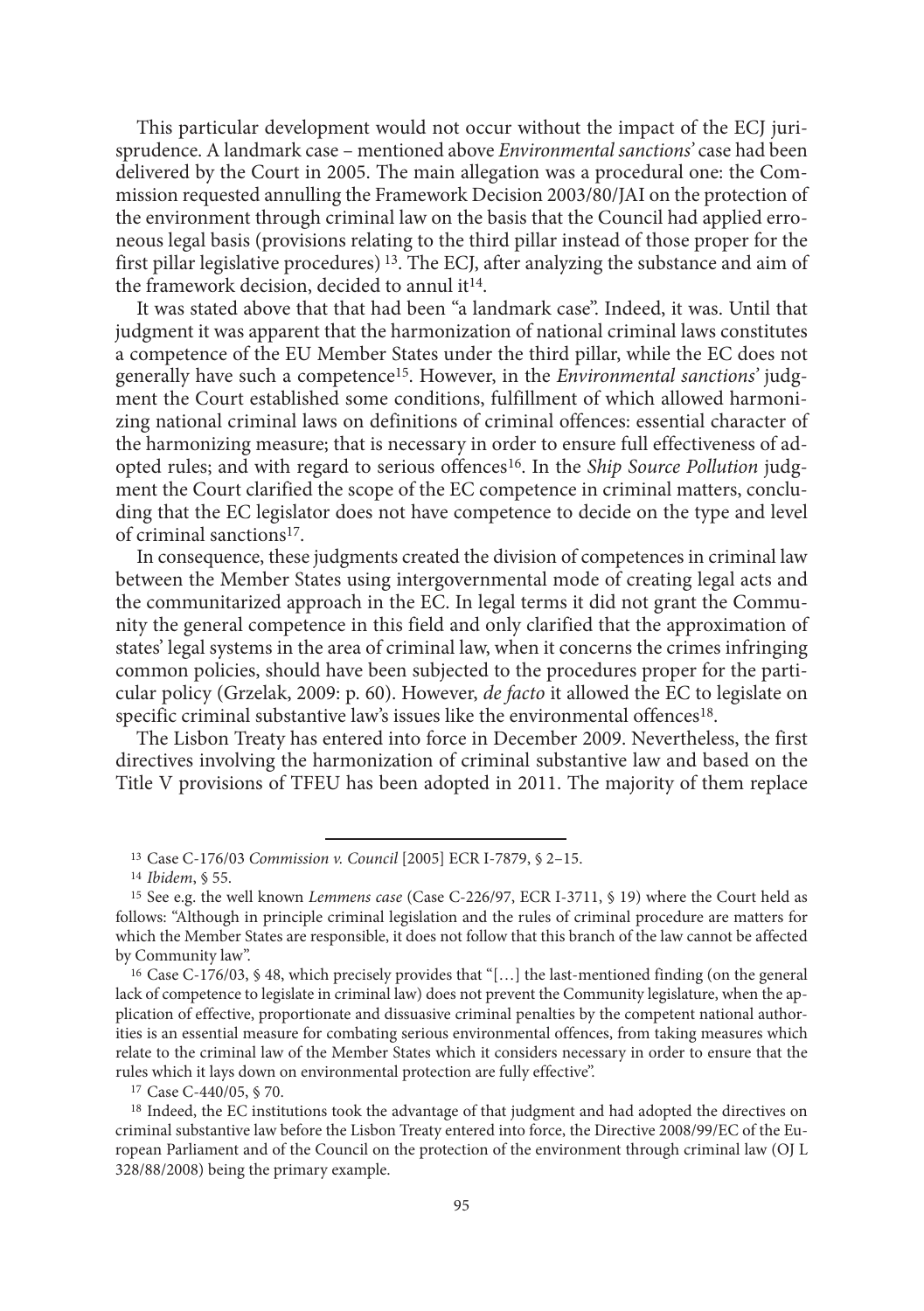This particular development would not occur without the impact of the ECJ jurisprudence. A landmark case – mentioned above *Environmental sanctions'* case had been delivered by the Court in 2005. The main allegation was a procedural one: the Commission requested annulling the Framework Decision 2003/80/JAI on the protection of the environment through criminal law on the basis that the Council had applied erroneous legal basis (provisions relating to the third pillar instead of those proper for the first pillar legislative procedures) [13]. The ECJ, after analyzing the substance and aim of the framework decision, decided to annul it[14].

It was stated above that that had been "a landmark case". Indeed, it was. Until that judgment it was apparent that the harmonization of national criminal laws constitutes a competence of the EU Member States under the third pillar, while the EC does not generally have such a competence[15]. However, in the *Environmental sanctions'* judgment the Court established some conditions, fulfillment of which allowed harmonizing national criminal laws on definitions of criminal offences: essential character of the harmonizing measure; that is necessary in order to ensure full effectiveness of adopted rules; and with regard to serious offences[16]. In the *Ship Source Pollution* judgment the Court clarified the scope of the EC competence in criminal matters, concluding that the EC legislator does not have competence to decide on the type and level of criminal sanctions[17].

In consequence, these judgments created the division of competences in criminal law between the Member States using intergovernmental mode of creating legal acts and the communitarized approach in the EC. In legal terms it did not grant the Community the general competence in this field and only clarified that the approximation of states' legal systems in the area of criminal law, when it concerns the crimes infringing common policies, should have been subjected to the procedures proper for the particular policy (Grzelak, 2009: p. 60). However, *de facto* it allowed the EC to legislate on specific criminal substantive law's issues like the environmental offences[18].

The Lisbon Treaty has entered into force in December 2009. Nevertheless, the first directives involving the harmonization of criminal substantive law and based on the Title V provisions of TFEU has been adopted in 2011. The majority of them replace

---

[13] Case C-176/03 *Commission v. Council* [2005] ECR I-7879, § 2–15.

[14] *Ibidem*, § 55.

[15] See e.g. the well known *Lemmens case* (Case C-226/97, ECR I-3711, § 19) where the Court held as follows: "Although in principle criminal legislation and the rules of criminal procedure are matters for which the Member States are responsible, it does not follow that this branch of the law cannot be affected by Community law".

[16] Case C-176/03, § 48, which precisely provides that "[…] the last-mentioned finding (on the general lack of competence to legislate in criminal law) does not prevent the Community legislature, when the application of effective, proportionate and dissuasive criminal penalties by the competent national authorities is an essential measure for combating serious environmental offences, from taking measures which relate to the criminal law of the Member States which it considers necessary in order to ensure that the rules which it lays down on environmental protection are fully effective".

[17] Case C-440/05, § 70.

[18] Indeed, the EC institutions took the advantage of that judgment and had adopted the directives on criminal substantive law before the Lisbon Treaty entered into force, the Directive 2008/99/EC of the European Parliament and of the Council on the protection of the environment through criminal law (OJ L 328/88/2008) being the primary example.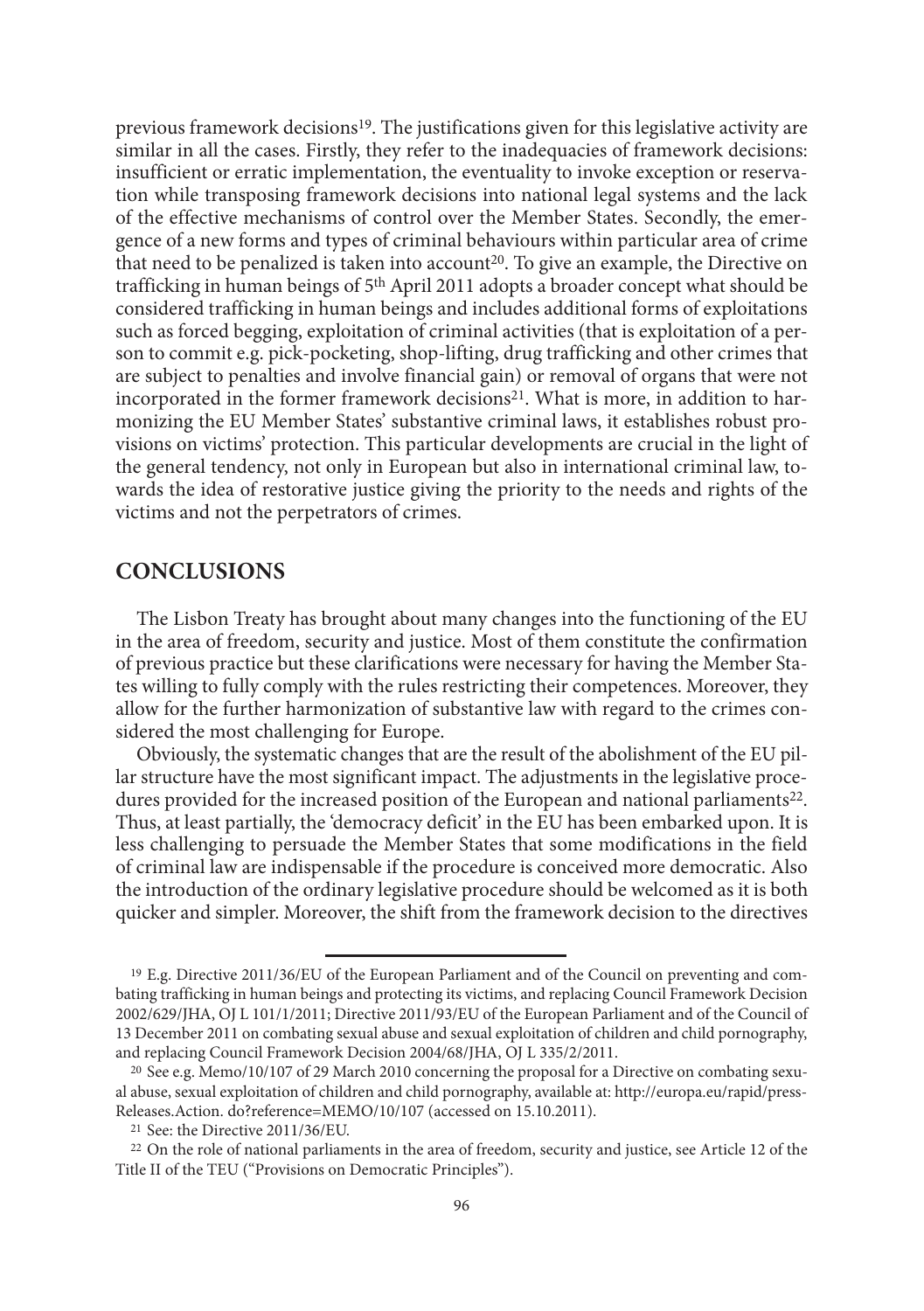previous framework decisions[19]. The justifications given for this legislative activity are similar in all the cases. Firstly, they refer to the inadequacies of framework decisions: insufficient or erratic implementation, the eventuality to invoke exception or reservation while transposing framework decisions into national legal systems and the lack of the effective mechanisms of control over the Member States. Secondly, the emergence of a new forms and types of criminal behaviours within particular area of crime that need to be penalized is taken into account[20]. To give an example, the Directive on trafficking in human beings of 5th April 2011 adopts a broader concept what should be considered trafficking in human beings and includes additional forms of exploitations such as forced begging, exploitation of criminal activities (that is exploitation of a person to commit e.g. pick-pocketing, shop-lifting, drug trafficking and other crimes that are subject to penalties and involve financial gain) or removal of organs that were not incorporated in the former framework decisions[21]. What is more, in addition to harmonizing the EU Member States' substantive criminal laws, it establishes robust provisions on victims' protection. This particular developments are crucial in the light of the general tendency, not only in European but also in international criminal law, towards the idea of restorative justice giving the priority to the needs and rights of the victims and not the perpetrators of crimes.

## CONCLUSIONS

The Lisbon Treaty has brought about many changes into the functioning of the EU in the area of freedom, security and justice. Most of them constitute the confirmation of previous practice but these clarifications were necessary for having the Member States willing to fully comply with the rules restricting their competences. Moreover, they allow for the further harmonization of substantive law with regard to the crimes considered the most challenging for Europe.

Obviously, the systematic changes that are the result of the abolishment of the EU pillar structure have the most significant impact. The adjustments in the legislative procedures provided for the increased position of the European and national parliaments[22]. Thus, at least partially, the 'democracy deficit' in the EU has been embarked upon. It is less challenging to persuade the Member States that some modifications in the field of criminal law are indispensable if the procedure is conceived more democratic. Also the introduction of the ordinary legislative procedure should be welcomed as it is both quicker and simpler. Moreover, the shift from the framework decision to the directives

---

[19] E.g. Directive 2011/36/EU of the European Parliament and of the Council on preventing and combating trafficking in human beings and protecting its victims, and replacing Council Framework Decision 2002/629/JHA, OJ L 101/1/2011; Directive 2011/93/EU of the European Parliament and of the Council of 13 December 2011 on combating sexual abuse and sexual exploitation of children and child pornography, and replacing Council Framework Decision 2004/68/JHA, OJ L 335/2/2011.

[20] See e.g. Memo/10/107 of 29 March 2010 concerning the proposal for a Directive on combating sexual abuse, sexual exploitation of children and child pornography, available at: http://europa.eu/rapid/pressReleases.Action. do?reference=MEMO/10/107 (accessed on 15.10.2011).

[21] See: the Directive 2011/36/EU.

[22] On the role of national parliaments in the area of freedom, security and justice, see Article 12 of the Title II of the TEU ("Provisions on Democratic Principles").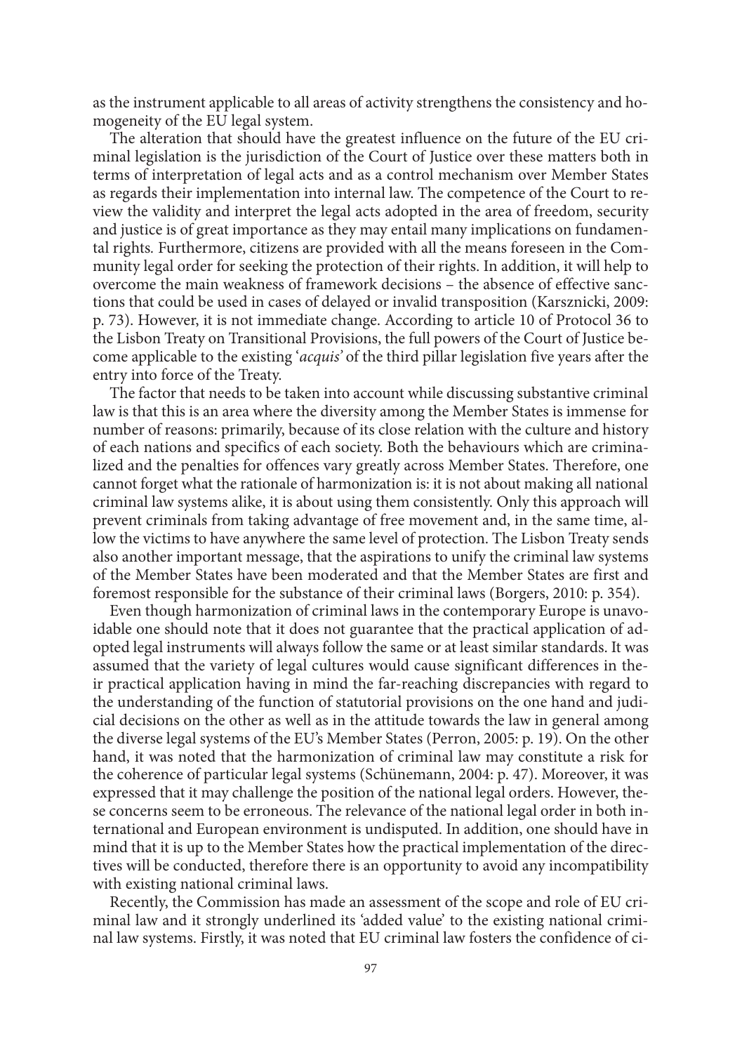as the instrument applicable to all areas of activity strengthens the consistency and homogeneity of the EU legal system.

The alteration that should have the greatest influence on the future of the EU criminal legislation is the jurisdiction of the Court of Justice over these matters both in terms of interpretation of legal acts and as a control mechanism over Member States as regards their implementation into internal law. The competence of the Court to review the validity and interpret the legal acts adopted in the area of freedom, security and justice is of great importance as they may entail many implications on fundamental rights. Furthermore, citizens are provided with all the means foreseen in the Community legal order for seeking the protection of their rights. In addition, it will help to overcome the main weakness of framework decisions – the absence of effective sanctions that could be used in cases of delayed or invalid transposition (Karsznicki, 2009: p. 73). However, it is not immediate change. According to article 10 of Protocol 36 to the Lisbon Treaty on Transitional Provisions, the full powers of the Court of Justice become applicable to the existing '*acquis'* of the third pillar legislation five years after the entry into force of the Treaty.

The factor that needs to be taken into account while discussing substantive criminal law is that this is an area where the diversity among the Member States is immense for number of reasons: primarily, because of its close relation with the culture and history of each nations and specifics of each society. Both the behaviours which are criminalized and the penalties for offences vary greatly across Member States. Therefore, one cannot forget what the rationale of harmonization is: it is not about making all national criminal law systems alike, it is about using them consistently. Only this approach will prevent criminals from taking advantage of free movement and, in the same time, allow the victims to have anywhere the same level of protection. The Lisbon Treaty sends also another important message, that the aspirations to unify the criminal law systems of the Member States have been moderated and that the Member States are first and foremost responsible for the substance of their criminal laws (Borgers, 2010: p. 354).

Even though harmonization of criminal laws in the contemporary Europe is unavoidable one should note that it does not guarantee that the practical application of adopted legal instruments will always follow the same or at least similar standards. It was assumed that the variety of legal cultures would cause significant differences in their practical application having in mind the far-reaching discrepancies with regard to the understanding of the function of statutorial provisions on the one hand and judicial decisions on the other as well as in the attitude towards the law in general among the diverse legal systems of the EU's Member States (Perron, 2005: p. 19). On the other hand, it was noted that the harmonization of criminal law may constitute a risk for the coherence of particular legal systems (Schünemann, 2004: p. 47). Moreover, it was expressed that it may challenge the position of the national legal orders. However, these concerns seem to be erroneous. The relevance of the national legal order in both international and European environment is undisputed. In addition, one should have in mind that it is up to the Member States how the practical implementation of the directives will be conducted, therefore there is an opportunity to avoid any incompatibility with existing national criminal laws.

Recently, the Commission has made an assessment of the scope and role of EU criminal law and it strongly underlined its 'added value' to the existing national criminal law systems. Firstly, it was noted that EU criminal law fosters the confidence of ci-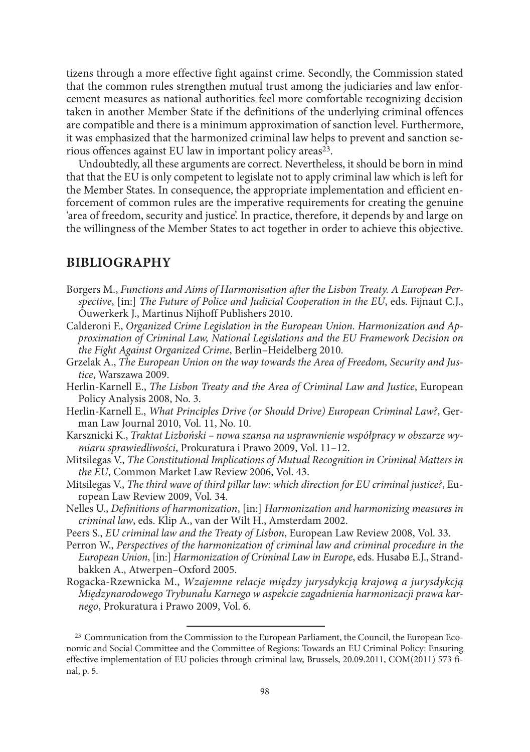tizens through a more effective fight against crime. Secondly, the Commission stated that the common rules strengthen mutual trust among the judiciaries and law enforcement measures as national authorities feel more comfortable recognizing decision taken in another Member State if the definitions of the underlying criminal offences are compatible and there is a minimum approximation of sanction level. Furthermore, it was emphasized that the harmonized criminal law helps to prevent and sanction serious offences against EU law in important policy areas[23].

Undoubtedly, all these arguments are correct. Nevertheless, it should be born in mind that that the EU is only competent to legislate not to apply criminal law which is left for the Member States. In consequence, the appropriate implementation and efficient enforcement of common rules are the imperative requirements for creating the genuine 'area of freedom, security and justice'. In practice, therefore, it depends by and large on the willingness of the Member States to act together in order to achieve this objective.

## BIBLIOGRAPHY

Borgers M., *Functions and Aims of Harmonisation after the Lisbon Treaty. A European Perspective*, [in:] *The Future of Police and Judicial Cooperation in the EU*, eds. Fijnaut C.J., Ouwerkerk J., Martinus Nijhoff Publishers 2010.

Calderoni F., *Organized Crime Legislation in the European Union. Harmonization and Approximation of Criminal Law, National Legislations and the EU Framework Decision on the Fight Against Organized Crime*, Berlin–Heidelberg 2010.

Grzelak A., *The European Union on the way towards the Area of Freedom, Security and Justice*, Warszawa 2009.

Herlin-Karnell E., *The Lisbon Treaty and the Area of Criminal Law and Justice*, European Policy Analysis 2008, No. 3.

Herlin-Karnell E., *What Principles Drive (or Should Drive) European Criminal Law?*, German Law Journal 2010, Vol. 11, No. 10.

Karsznicki K., *Traktat Lizboński – nowa szansa na usprawnienie współpracy w obszarze wymiaru sprawiedliwości*, Prokuratura i Prawo 2009, Vol. 11–12.

Mitsilegas V., *The Constitutional Implications of Mutual Recognition in Criminal Matters in the EU*, Common Market Law Review 2006, Vol. 43.

Mitsilegas V., *The third wave of third pillar law: which direction for EU criminal justice?*, European Law Review 2009, Vol. 34.

Nelles U., *Definitions of harmonization*, [in:] *Harmonization and harmonizing measures in criminal law*, eds. Klip A., van der Wilt H., Amsterdam 2002.

Peers S., *EU criminal law and the Treaty of Lisbon*, European Law Review 2008, Vol. 33.

Perron W., *Perspectives of the harmonization of criminal law and criminal procedure in the European Union*, [in:] *Harmonization of Criminal Law in Europe*, eds. Husabø E.J., Strandbakken A., Atwerpen–Oxford 2005.

Rogacka-Rzewnicka M., *Wzajemne relacje między jurysdykcją krajową a jurysdykcją Międzynarodowego Trybunału Karnego w aspekcie zagadnienia harmonizacji prawa karnego*, Prokuratura i Prawo 2009, Vol. 6.

[23] Communication from the Commission to the European Parliament, the Council, the European Economic and Social Committee and the Committee of Regions: Towards an EU Criminal Policy: Ensuring effective implementation of EU policies through criminal law, Brussels, 20.09.2011, COM(2011) 573 final, p. 5.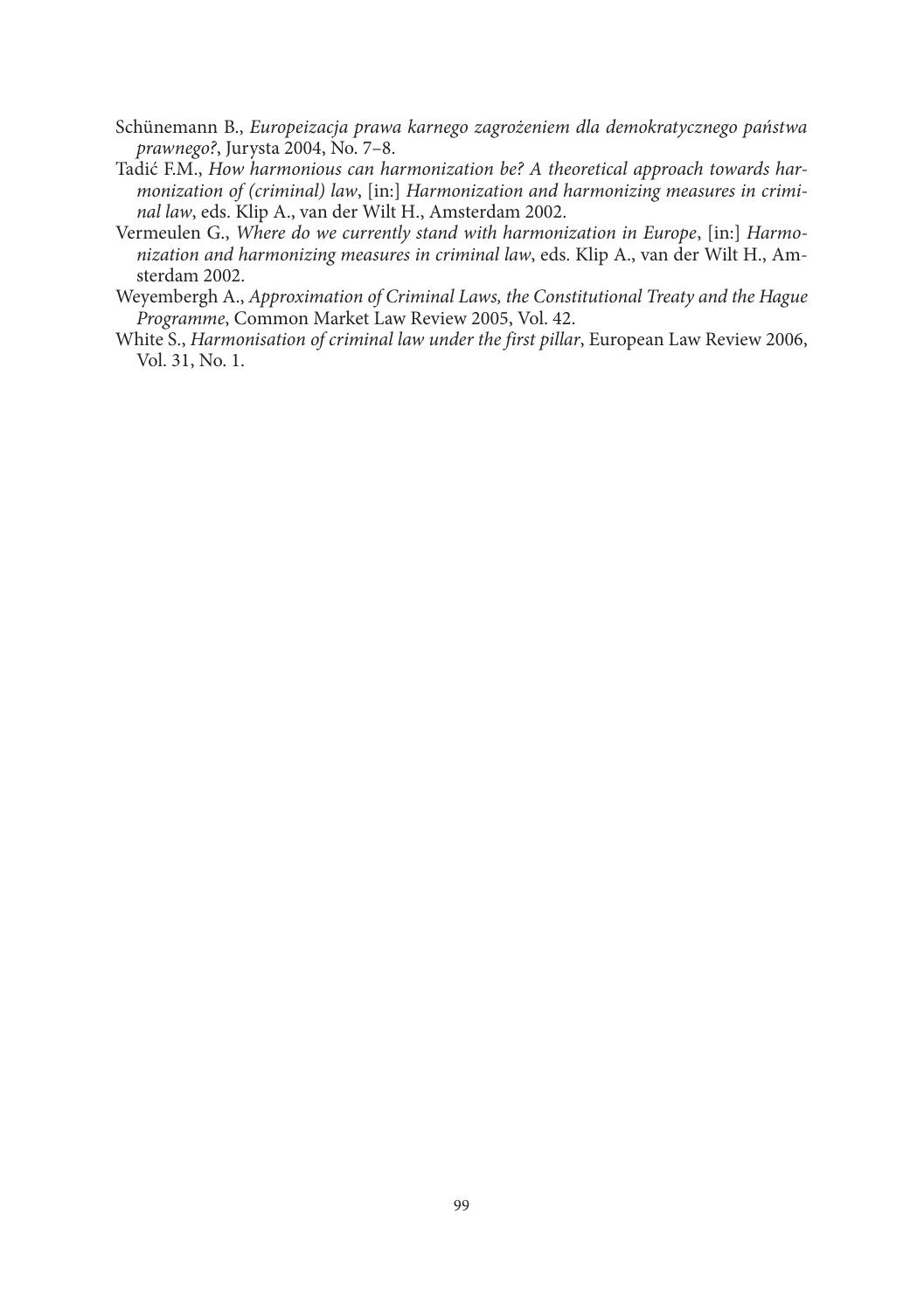Schünemann B., *Europeizacja prawa karnego zagrożeniem dla demokratycznego państwa prawnego?*, Jurysta 2004, No. 7–8.

Tadić F.M., *How harmonious can harmonization be? A theoretical approach towards harmonization of (criminal) law*, [in:] *Harmonization and harmonizing measures in criminal law*, eds. Klip A., van der Wilt H., Amsterdam 2002.

Vermeulen G., *Where do we currently stand with harmonization in Europe*, [in:] *Harmonization and harmonizing measures in criminal law*, eds. Klip A., van der Wilt H., Amsterdam 2002.

Weyembergh A., *Approximation of Criminal Laws, the Constitutional Treaty and the Hague Programme*, Common Market Law Review 2005, Vol. 42.

White S., *Harmonisation of criminal law under the first pillar*, European Law Review 2006, Vol. 31, No. 1.